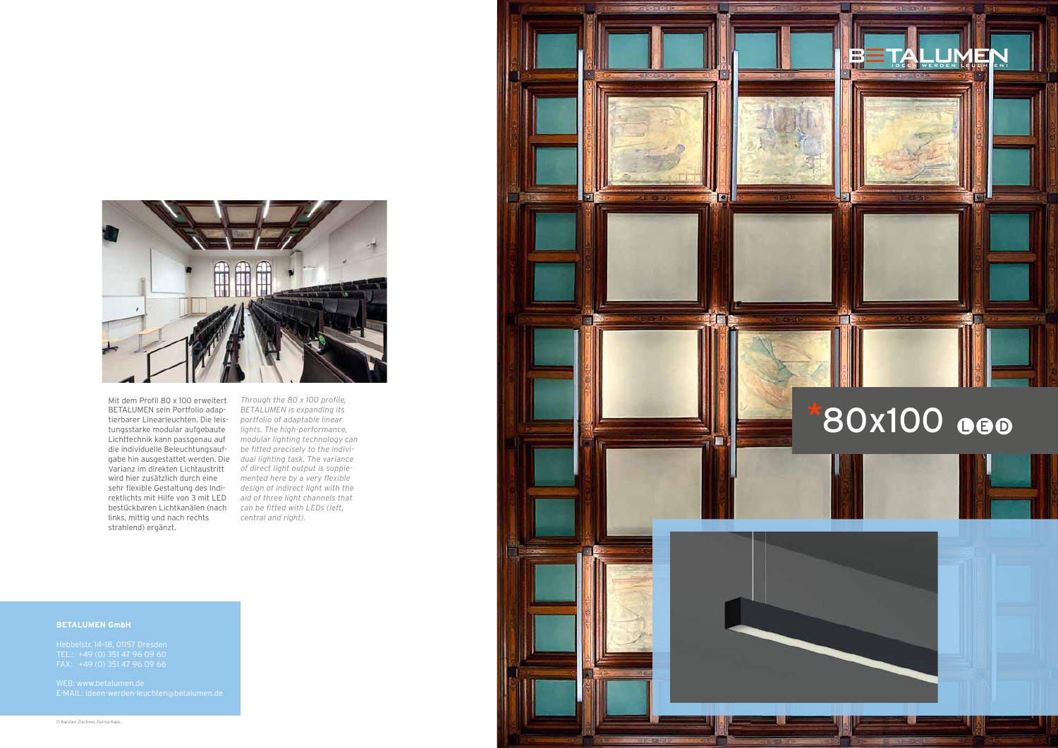# BETALUMEN

IDEEN WERDEN LEUCHTEN!

## *80x100 LED

Mit dem Profil 80 x 100 erweitert BETALUMEN sein Portfolio adaptierbarer Linearleuchten. Die leistungsstarke modular aufgebaute Lichttechnik kann passgenau auf die individuelle Beleuchtungsaufgabe hin ausgestattet werden. Die Varianz im direkten Lichtaustritt wird hier zusätzlich durch eine sehr flexible Gestaltung des Indirektlichts mit Hilfe von 3 mit LED bestückbaren Lichtkanälen (nach links, mittig und nach rechts strahlend) ergänzt.

*Through the 80 x 100 profile, BETALUMEN is expanding its portfolio of adaptable linear lights. The high-performance, modular lighting technology can be fitted precisely to the individual lighting task. The variance of direct light output is supplemented here by a very flexible design of indirect light with the aid of three light channels that can be fitted with LEDs (left, central and right).*

**BETALUMEN GmbH**

Hebbelstr. 14-18, 01157 Dresden
TEL.: +49 (0) 351 47 96 09 60
FAX: +49 (0) 351 47 96 09 66

WEB: www.betalumen.de
E-MAIL: ideen-werden-leuchten@betalumen.de

© Karsten Zischner, Zerina Kaps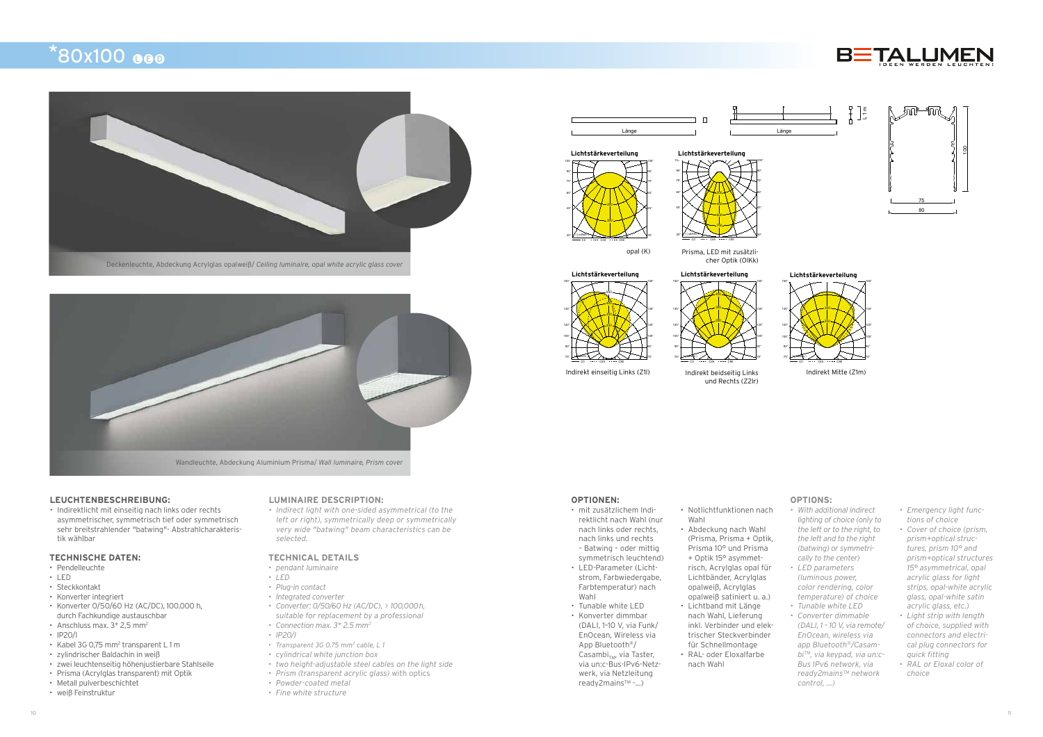# *80x100 LED

Deckenleuchte, Abdeckung Acrylglas opalweiß/ *Ceiling luminaire, opal white acrylic glass cover*

Wandleuchte, Abdeckung Aluminium Prisma/ *Wall luminaire, Prism cover*

Lichtstärkeverteilung

opal (K)

Lichtstärkeverteilung

Prisma, LED mit zusätzlicher Optik (OlKk)

Lichtstärkeverteilung

Indirekt einseitig Links (Z1l)

Lichtstärkeverteilung

Indirekt beidseitig Links und Rechts (Z2lr)

Lichtstärkeverteilung

Indirekt Mitte (Z1m)

Länge

Länge

## LEUCHTENBESCHREIBUNG:

- Indirektlicht mit einseitig nach links oder rechts asymmetrischer, symmetrisch tief oder symmetrisch sehr breitstrahlender "batwing"- Abstrahlcharakteristik wählbar

## TECHNISCHE DATEN:

- Pendelleuchte
- LED
- Steckkontakt
- Konverter integriert
- Konverter 0/50/60 Hz (AC/DC), 100.000 h, durch Fachkundige austauschbar
- Anschluss max. 3* 2,5 mm²
- IP20/I
- Kabel 3G 0,75 mm² transparent L 1 m
- zylindrischer Baldachin in weiß
- zwei leuchtenseitig höhenjustierbare Stahlseile
- Prisma (Acrylglas transparent) mit Optik
- Metall pulverbeschichtet
- weiß Feinstruktur

## LUMINAIRE DESCRIPTION:

- *Indirect light with one-sided asymmetrical (to the left or right), symmetrically deep or symmetrically very wide "batwing" beam characteristics can be selected.*

## TECHNICAL DETAILS

- *pendant luminaire*
- *LED*
- *Plug-in contact*
- *Integrated converter*
- *Converter: 0/50/60 Hz (AC/DC), > 100,000 h, suitable for replacement by a professional*
- *Connection max. 3* 2.5 mm²*
- *IP20/I*
- *Transparent 3G 0.75 mm² cable, L 1*
- *cylindrical white junction box*
- *two height-adjustable steel cables on the light side*
- *Prism (transparent acrylic glass)* with optics
- *Powder-coated metal*
- *Fine white structure*

## OPTIONEN:

- mit zusätzlichem Indirektlicht nach Wahl (nur nach links oder rechts, nach links und rechts – Batwing – oder mittig symmetrisch leuchtend)
- LED-Parameter (Lichtstrom, Farbwiedergabe, Farbtemperatur) nach Wahl
- Tunable white LED
- Konverter dimmbar (DALI, 1–10 V, via Funk/ EnOcean, Wireless via App Bluetooth®/ Casambi™, via Taster, via un:c-Bus-IPv6-Netzwerk, via Netzleitung ready2mains™ -...)
- Notlichtfunktionen nach Wahl
- Abdeckung nach Wahl (Prisma, Prisma + Optik, Prisma 10° und Prisma + Optik 15° asymmetrisch, Acrylglas opal für Lichtbänder, Acrylglas opalweiß, Acrylglas opalweiß satiniert u. a.)
- Lichtband mit Länge nach Wahl, Lieferung inkl. Verbinder und elektrischer Steckverbinder für Schnellmontage
- RAL- oder Eloxalfarbe nach Wahl

## OPTIONS:

- *With additional indirect lighting of choice (only to the left or to the right, to the left and to the right (batwing) or symmetrically to the center)*
- *LED parameters (luminous power, color rendering, color temperature) of choice*
- *Tunable white LED*
- *Converter dimmable (DALI, 1 – 10 V, via remote/ EnOcean, wireless via app Bluetooth®/Casambi™, via keypad, via un:c-Bus IPv6 network, via ready2mains™ network control, ...)*
- *Emergency light functions of choice*
- *Cover of choice (prism, prism+optical structures, prism 10° and prism+optical structures 15° asymmetrical, opal acrylic glass for light strips, opal-white acrylic glass, opal-white satin acrylic glass, etc.)*
- *Light strip with length of choice, supplied with connectors and electrical plug connectors for quick fitting*
- *RAL or Eloxal color of choice*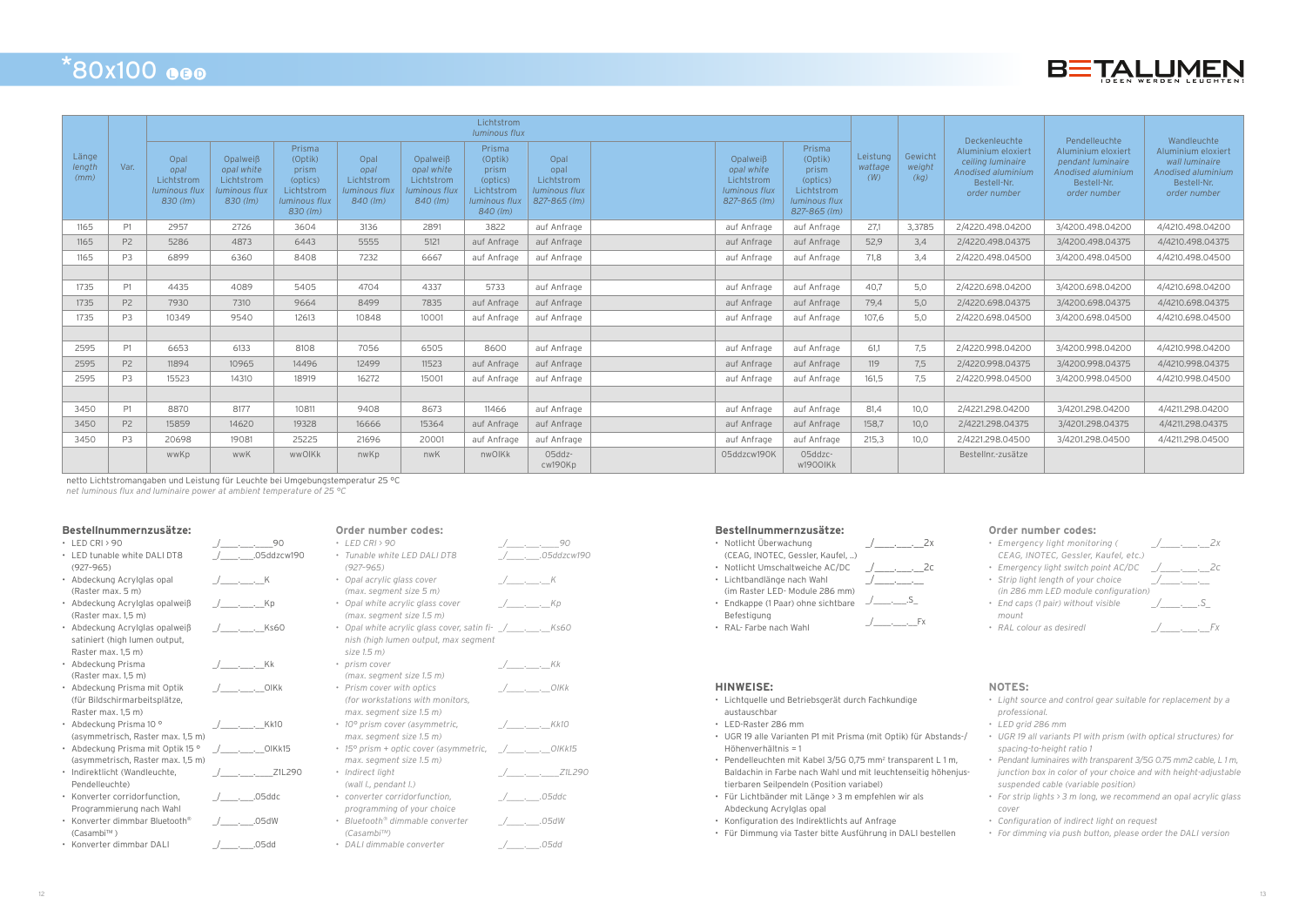# *80x100 LED

| Länge *length* *(mm)* | Var. | Lichtstrom *luminous flux* | | | | | | | | | | Leistung *wattage* *(W)* | Gewicht *weight* *(kg)* | Deckenleuchte Aluminium eloxiert *ceiling luminaire* *Anodised aluminium* Bestell-Nr. *order number* | Pendelleuchte Aluminium eloxiert *pendant luminaire* *Anodised aluminium* Bestell-Nr. *order number* | Wandleuchte Aluminium eloxiert *wall luminaire* *Anodised aluminium* Bestell-Nr. *order number* |
|---|---|---|---|---|---|---|---|---|---|---|---|---|---|---|---|---|
| | | Opal *opal* Lichtstrom *luminous flux* 830 (lm) | Opalweiβ *opal white* Lichtstrom *luminous flux* 830 (lm) | Prisma (Optik) *prism* *(optics)* Lichtstrom *luminous flux* 830 (lm) | Opal *opal* Lichtstrom *luminous flux* 840 (lm) | Opalweiβ *opal white* Lichtstrom *luminous flux* 840 (lm) | Prisma (Optik) *prism* *(optics)* Lichtstrom *luminous flux* 840 (lm) | Opal *opal* Lichtstrom *luminous flux* 827-865 (lm) | | Opalweiβ *opal white* Lichtstrom *luminous flux* 827-865 (lm) | Prisma (Optik) *prism* *(optics)* Lichtstrom *luminous flux* 827-865 (lm) | | | | | |
| 1165 | P1 | 2957 | 2726 | 3604 | 3136 | 2891 | 3822 | auf Anfrage | | auf Anfrage | auf Anfrage | 27,1 | 3,3785 | 2/4220.498.04200 | 3/4200.498.04200 | 4/4210.498.04200 |
| 1165 | P2 | 5286 | 4873 | 6443 | 5555 | 5121 | auf Anfrage | auf Anfrage | | auf Anfrage | auf Anfrage | 52,9 | 3,4 | 2/4220.498.04375 | 3/4200.498.04375 | 4/4210.498.04375 |
| 1165 | P3 | 6899 | 6360 | 8408 | 7232 | 6667 | auf Anfrage | auf Anfrage | | auf Anfrage | auf Anfrage | 71,8 | 3,4 | 2/4220.498.04500 | 3/4200.498.04500 | 4/4210.498.04500 |
| | | | | | | | | | | | | | | | | |
| 1735 | P1 | 4435 | 4089 | 5405 | 4704 | 4337 | 5733 | auf Anfrage | | auf Anfrage | auf Anfrage | 40,7 | 5,0 | 2/4220.698.04200 | 3/4200.698.04200 | 4/4210.698.04200 |
| 1735 | P2 | 7930 | 7310 | 9664 | 8499 | 7835 | auf Anfrage | auf Anfrage | | auf Anfrage | auf Anfrage | 79,4 | 5,0 | 2/4220.698.04375 | 3/4200.698.04375 | 4/4210.698.04375 |
| 1735 | P3 | 10349 | 9540 | 12613 | 10848 | 10001 | auf Anfrage | auf Anfrage | | auf Anfrage | auf Anfrage | 107,6 | 5,0 | 2/4220.698.04500 | 3/4200.698.04500 | 4/4210.698.04500 |
| | | | | | | | | | | | | | | | | |
| 2595 | P1 | 6653 | 6133 | 8108 | 7056 | 6505 | 8600 | auf Anfrage | | auf Anfrage | auf Anfrage | 61,1 | 7,5 | 2/4220.998.04200 | 3/4200.998.04200 | 4/4210.998.04200 |
| 2595 | P2 | 11894 | 10965 | 14496 | 12499 | 11523 | auf Anfrage | auf Anfrage | | auf Anfrage | auf Anfrage | 119 | 7,5 | 2/4220.998.04375 | 3/4200.998.04375 | 4/4210.998.04375 |
| 2595 | P3 | 15523 | 14310 | 18919 | 16272 | 15001 | auf Anfrage | auf Anfrage | | auf Anfrage | auf Anfrage | 161,5 | 7,5 | 2/4220.998.04500 | 3/4200.998.04500 | 4/4210.998.04500 |
| | | | | | | | | | | | | | | | | |
| 3450 | P1 | 8870 | 8177 | 10811 | 9408 | 8673 | 11466 | auf Anfrage | | auf Anfrage | auf Anfrage | 81,4 | 10,0 | 2/4221.298.04200 | 3/4201.298.04200 | 4/4211.298.04200 |
| 3450 | P2 | 15859 | 14620 | 19328 | 16666 | 15364 | auf Anfrage | auf Anfrage | | auf Anfrage | auf Anfrage | 158,7 | 10,0 | 2/4221.298.04375 | 3/4201.298.04375 | 4/4211.298.04375 |
| 3450 | P3 | 20698 | 19081 | 25225 | 21696 | 20001 | auf Anfrage | auf Anfrage | | auf Anfrage | auf Anfrage | 215,3 | 10,0 | 2/4221.298.04500 | 3/4201.298.04500 | 4/4211.298.04500 |
| | | wwKp | wwK | wwOlKk | nwKp | nwK | nwOlKk | 05ddz-cw190Kp | | 05ddzcw190K | 05ddzc-w190OlKk | | | Bestellnr.-zusätze | | |

netto Lichtstromangaben und Leistung für Leuchte bei Umgebungstemperatur 25 °C
*net luminous flux and luminaire power at ambient temperature of 25 °C*

### Bestellnummernzusätze:

- LED CRI > 90 — _/____.____.___90
- LED tunable white DALI DT8 (927-965) — _/____.____.05ddzcw190
- Abdeckung Acrylglas opal (Raster max. 5 m) — _/____.____.__K
- Abdeckung Acrylglas opalweiβ (Raster max. 1,5 m) — _/____.____.__Kp
- Abdeckung Acrylglas opalweiβ satiniert (high lumen output, Raster max. 1,5 m) — _/____.____.__Ks60
- Abdeckung Prisma (Raster max. 1,5 m) — _/____.____.__Kk
- Abdeckung Prisma mit Optik (für Bildschirmarbeitsplätze, Raster max. 1,5 m) — _/____.____.__OlKk
- Abdeckung Prisma 10 ° (asymmetrisch, Raster max. 1,5 m) — _/____.____.__Kk10
- Abdeckung Prisma mit Optik 15 ° (asymmetrisch, Raster max. 1,5 m) — _/____.____.__OlKk15
- Indirektlicht (Wandleuchte, Pendelleuchte) — _/____.____.____ZIL290
- Konverter corridorfunction, Programmierung nach Wahl — _/____.____.05ddc
- Konverter dimmbar Bluetooth® (Casambi™) — _/____.____.05dW
- Konverter dimmbar DALI — _/____.____.05dd

### Order number codes:

- *LED CRI > 90* — _/____.____.___90
- *Tunable white LED DALI DT8 (927-965)* — _/____.____.05ddzcw190
- *Opal acrylic glass cover (max. segment size 5 m)* — _/____.____.__K
- *Opal white acrylic glass cover (max. segment size 1.5 m)* — _/____.____.__Kp
- *Opal white acrylic glass cover, satin finish (high lumen output, max segment size 1.5 m)* — _/____.____.__Ks60
- *prism cover (max. segment size 1.5 m)* — _/____.____.__Kk
- *Prism cover with optics (for workstations with monitors, max. segment size 1.5 m)* — _/____.____.__OlKk
- *10° prism cover (asymmetric, max. segment size 1.5 m)* — _/____.____.__Kk10
- *15° prism + optic cover (asymmetric, max. segment size 1.5 m)* — _/____.____.__OlKk15
- *Indirect light (wall l., pendant l.)* — _/____.____.____ZIL290
- *converter corridorfunction, programming of your choice* — _/____.____.05ddc
- *Bluetooth® dimmable converter (Casambi™)* — _/____.____.05dW
- *DALI dimmable converter* — _/____.____.05dd

### Bestellnummernzusätze:

- Notlicht Überwachung (CEAG, INOTEC, Gessler, Kaufel, ..) — _/____.____.__2x
- Notlicht Umschaltweiche AC/DC — _/____.____.__2c
- Lichtbandlänge nach Wahl (im Raster LED- Module 286 mm) — _/____.____.__
- Endkappe (1 Paar) ohne sichtbare Befestigung — _/____.____.S_
- RAL- Farbe nach Wahl — _/____.____.__Fx

### Order number codes:

- *Emergency light monitoring (CEAG, INOTEC, Gessler, Kaufel, etc.)* — _/____.____.__2x
- *Emergency light switch point AC/DC* — _/____.____.__2c
- *Strip light length of your choice (in 286 mm LED module configuration)* — _/____.____.__
- *End caps (1 pair) without visible mount* — _/____.____.S_
- *RAL colour as desired* — _/____.____.__Fx

### HINWEISE:

- Lichtquelle und Betriebsgerät durch Fachkundige austauschbar
- LED-Raster 286 mm
- UGR 19 alle Varianten P1 mit Prisma (mit Optik) für Abstands-/Höhenverhältnis = 1
- Pendelleuchten mit Kabel 3/5G 0,75 mm² transparent L 1 m, Baldachin in Farbe nach Wahl und mit leuchtenseitig höhenjustierbaren Seilpendeln (Position variabel)
- Für Lichtbänder mit Länge > 3 m empfehlen wir als Abdeckung Acrylglas opal
- Konfiguration des Indirektlichts auf Anfrage
- Für Dimmung via Taster bitte Ausführung in DALI bestellen

### NOTES:

- *Light source and control gear suitable for replacement by a professional.*
- *LED grid 286 mm*
- *UGR 19 all variants P1 with prism (with optical structures) for spacing-to-height ratio 1*
- *Pendant luminaires with transparent 3/5G 0.75 mm2 cable, L 1 m, junction box in color of your choice and with height-adjustable suspended cable (variable position)*
- *For strip lights > 3 m long, we recommend an opal acrylic glass cover*
- *Configuration of indirect light on request*
- *For dimming via push button, please order the DALI version*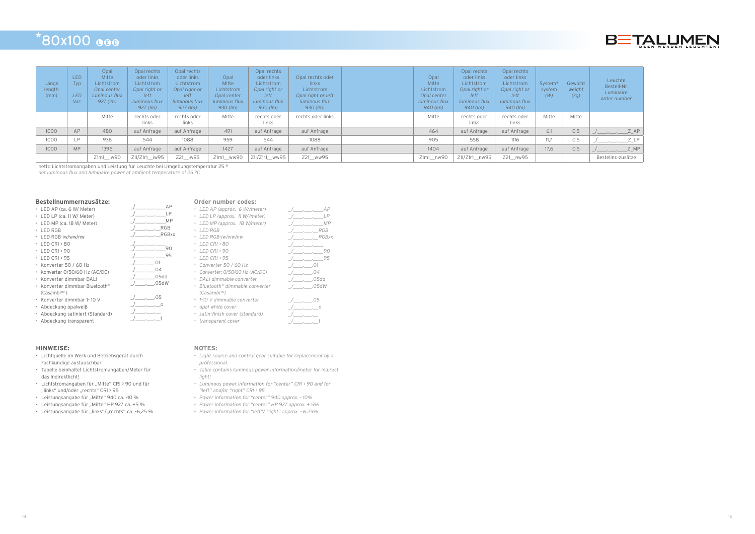# *80x100 LED

| Länge length (mm) | LED Typ *LED Var.* | Opal Mitte Lichtstrom *Opal center luminous flux 927 (lm)* | Opal rechts oder links Lichtstrom *Opal right or left luminous flux 927 (lm)* | Opal rechts oder links Lichtstrom *Opal right or left luminous flux 927 (lm)* | Opal Mitte Lichtstrom *Opal center luminous flux 930 (lm)* | Opal rechts oder links Lichtstrom *Opal right or left luminous flux 930 (lm)* | Opal rechts oder links Lichtstrom *Opal right or left luminous flux 930 (lm)* | | Opal Mitte Lichtstrom *Opal center luminous flux 940 (lm)* | Opal rechts oder links Lichtstrom *Opal right or left luminous flux 940 (lm)* | Opal rechts oder links Lichtstrom *Opal right or left luminous flux 940 (lm)* | System* *system (W)* | Gewicht *weight (kg)* | Leuchte Bestell-Nr. *Luminaire order number* |
|---|---|---|---|---|---|---|---|---|---|---|---|---|---|---|
| | | Mitte | rechts oder links | rechts oder links | Mitte | rechts oder links | rechts oder links | | Mitte | rechts oder links | rechts oder links | Mitte | Mitte | |
| 1000 | AP | 480 | auf Anfrage | auf Anfrage | 491 | auf Anfrage | auf Anfrage | | 464 | auf Anfrage | auf Anfrage | 6,1 | 0,5 | _/____.___.____Z_AP |
| 1000 | LP | 936 | 544 | 1088 | 959 | 544 | 1088 | | 905 | 558 | 1116 | 11,7 | 0,5 | _/____.___.____Z_LP |
| 1000 | MP | 1396 | auf Anfrage | auf Anfrage | 1427 | auf Anfrage | auf Anfrage | | 1404 | auf Anfrage | auf Anfrage | 17,6 | 0,5 | _/____.___.____Z_MP |
| | | Z1m1__iw90 | Z1l/Z1r1__iw95 | Z21__iw95 | Z1m1__ww90 | Z1l/Z1r1__ww95 | Z21__ww95 | | Z1m1__nw90 | Z1l/Z1r1__nw95 | Z21__nw95 | | | Bestellnr.-zusätze |

netto Lichtstromangaben und Leistung für Leuchte bei Umgebungstemperatur 25 °
*net luminous flux and luminaire power at ambient temperature of 25 °C*

**Bestellnummernzusätze:**

- LED AP (ca. 6 W/ Meter) _/____.___.____AP
- LED LP (ca. 11 W/ Meter) _/____.___.____LP
- LED MP (ca. 18 W/ Meter) _/____.___.____MP
- LED RGB _/____.___.__RGB
- LED RGB-iw/ww/nw _/____.___.__RGBxx
- LED CRI > 80 _/____.___.____
- LED CRI > 90 _/____.___.____90
- LED CRI > 95 _/____.___.____95
- Konverter 50 / 60 Hz _/____.___.01
- Konverter 0/50/60 Hz (AC/DC) _/____.___.04
- Konverter dimmbar DALI _/____.___.05dd
- Konverter dimmbar Bluetooth® (Casambi™) _/____.___.05dW
- Konverter dimmbar 1- 10 V _/____.___.05
- Abdeckung opalweiß _/____.___.__o
- Abdeckung satiniert (Standard) _/____.___.__
- Abdeckung transparent _/____.___.__t

**Order number codes:**

- *LED AP (approx. 6 W//meter)* _/____.___.____AP
- *LED LP (approx. 11 W//meter)* _/____.___.____LP
- *LED MP (approx. 18 W/meter)* _/____.___.____MP
- *LED RGB* _/____.___.__RGB
- *LED RGB-iw/ww/nw* _/____.___.__RGBxx
- *LED CRI > 80* _/____.___.____
- *LED CRI > 90* _/____.___.____90
- *LED CRI > 95* _/____.___.____95
- *Converter 50 / 60 Hz* _/____.___.01
- *Converter: 0/50/60 Hz (AC/DC)* _/____.___.04
- *DALI dimmable converter* _/____.___.05dd
- *Bluetooth® dimmable converter (Casambi™)* _/____.___.05dW
- *1-10 V dimmable converter* _/____.___.05
- *opal white cover* _/____.___.__o
- *satin-finish cover (standard)* _/____.___.__
- *transparent cover* _/____.___.__t

**HINWEISE:**

- Lichtquelle im Werk und Betriebsgerät durch Fachkundige austauschbar
- Tabelle beinhaltet Lichtstromangaben/Meter für das Indirektlicht!
- Lichtstromangaben für „Mitte" CRI > 90 und für „links" und/oder „rechts" CRI > 95
- Leistungsangabe für „Mitte" 940 ca. -10 %
- Leistungsangabe für „Mitte" HP 927 ca. +5 %
- Leistungsangabe für „links"/„rechts" ca. -6,25 %

**NOTES:**

- *Light source and control gear suitable for replacement by a professional.*
- *Table contains luminous power information/meter for indirect light!*
- *Luminous power information for "center" CRI > 90 and for "left" and/or "right" CRI > 95*
- *Power information for "center" 940 approx. - 10%*
- *Power information for "center" HP 927 approx. + 5%*
- *Power information for "left"/"right" approx. - 6.25%*